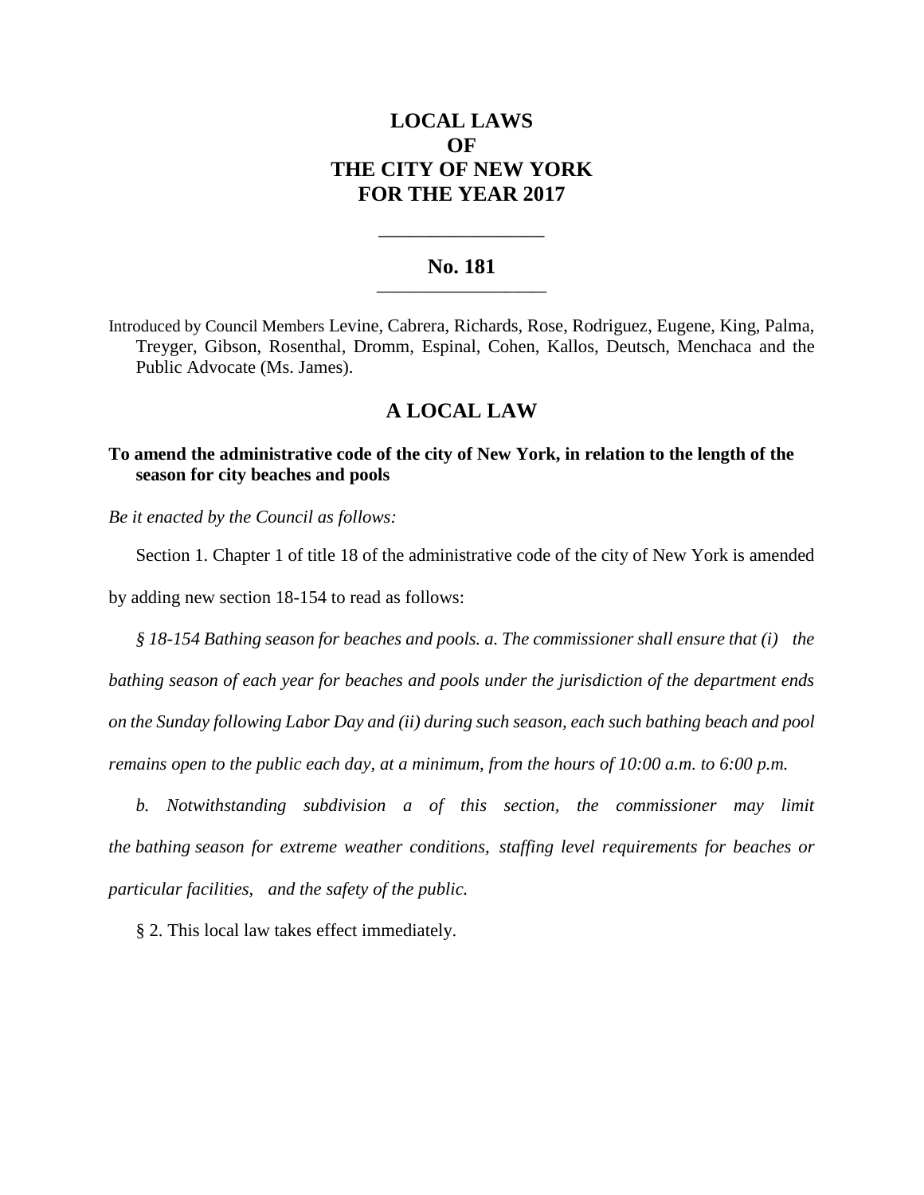# LOCAL LAWS
# OF
# THE CITY OF NEW YORK
# FOR THE YEAR 2017

---

## No. 181

---

Introduced by Council Members Levine, Cabrera, Richards, Rose, Rodriguez, Eugene, King, Palma, Treyger, Gibson, Rosenthal, Dromm, Espinal, Cohen, Kallos, Deutsch, Menchaca and the Public Advocate (Ms. James).

## A LOCAL LAW

**To amend the administrative code of the city of New York, in relation to the length of the season for city beaches and pools**

*Be it enacted by the Council as follows:*

Section 1. Chapter 1 of title 18 of the administrative code of the city of New York is amended by adding new section 18-154 to read as follows:

*§ 18-154 Bathing season for beaches and pools. a. The commissioner shall ensure that (i) the bathing season of each year for beaches and pools under the jurisdiction of the department ends on the Sunday following Labor Day and (ii) during such season, each such bathing beach and pool remains open to the public each day, at a minimum, from the hours of 10:00 a.m. to 6:00 p.m.*

*b. Notwithstanding subdivision a of this section, the commissioner may limit the bathing season for extreme weather conditions, staffing level requirements for beaches or particular facilities, and the safety of the public.*

§ 2. This local law takes effect immediately.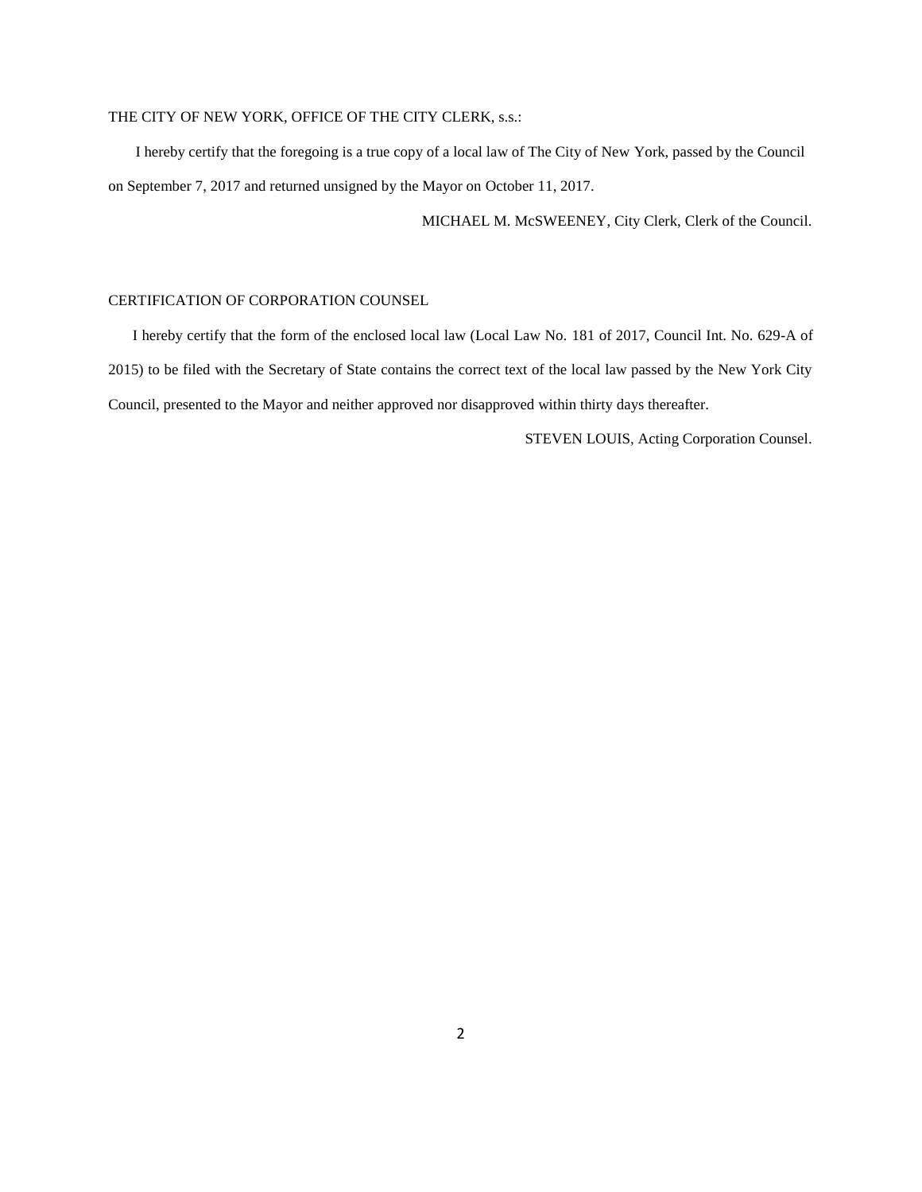THE CITY OF NEW YORK, OFFICE OF THE CITY CLERK, s.s.:

I hereby certify that the foregoing is a true copy of a local law of The City of New York, passed by the Council on September 7, 2017 and returned unsigned by the Mayor on October 11, 2017.

MICHAEL M. McSWEENEY, City Clerk, Clerk of the Council.

CERTIFICATION OF CORPORATION COUNSEL

I hereby certify that the form of the enclosed local law (Local Law No. 181 of 2017, Council Int. No. 629-A of 2015) to be filed with the Secretary of State contains the correct text of the local law passed by the New York City Council, presented to the Mayor and neither approved nor disapproved within thirty days thereafter.

STEVEN LOUIS, Acting Corporation Counsel.